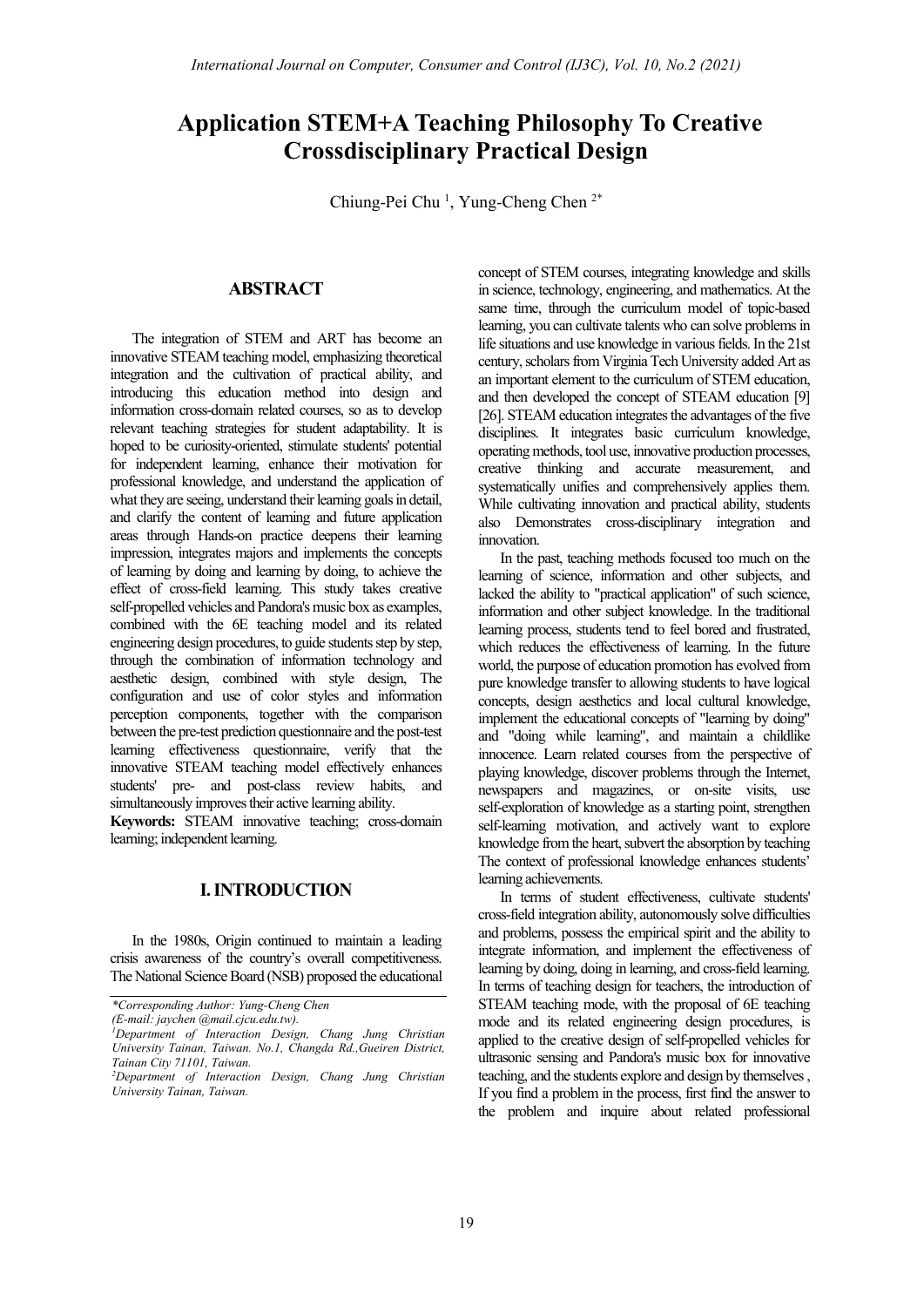# Application STEM+A Teaching Philosophy To Creative Crossdisciplinary Practical Design

Chiung-Pei Chu [1], Yung-Cheng Chen [2*]

## ABSTRACT

The integration of STEM and ART has become an innovative STEAM teaching model, emphasizing theoretical integration and the cultivation of practical ability, and introducing this education method into design and information cross-domain related courses, so as to develop relevant teaching strategies for student adaptability. It is hoped to be curiosity-oriented, stimulate students' potential for independent learning, enhance their motivation for professional knowledge, and understand the application of what they are seeing, understand their learning goals in detail, and clarify the content of learning and future application areas through Hands-on practice deepens their learning impression, integrates majors and implements the concepts of learning by doing and learning by doing, to achieve the effect of cross-field learning. This study takes creative self-propelled vehicles and Pandora's music box as examples, combined with the 6E teaching model and its related engineering design procedures, to guide students step by step, through the combination of information technology and aesthetic design, combined with style design, The configuration and use of color styles and information perception components, together with the comparison between the pre-test prediction questionnaire and the post-test learning effectiveness questionnaire, verify that the innovative STEAM teaching model effectively enhances students' pre- and post-class review habits, and simultaneously improves their active learning ability.

**Keywords:** STEAM innovative teaching; cross-domain learning; independent learning.

## I. INTRODUCTION

In the 1980s, Origin continued to maintain a leading crisis awareness of the country's overall competitiveness. The National Science Board (NSB) proposed the educational concept of STEM courses, integrating knowledge and skills in science, technology, engineering, and mathematics. At the same time, through the curriculum model of topic-based learning, you can cultivate talents who can solve problems in life situations and use knowledge in various fields. In the 21st century, scholars from Virginia Tech University added Art as an important element to the curriculum of STEM education, and then developed the concept of STEAM education [9] [26]. STEAM education integrates the advantages of the five disciplines. It integrates basic curriculum knowledge, operating methods, tool use, innovative production processes, creative thinking and accurate measurement, and systematically unifies and comprehensively applies them. While cultivating innovation and practical ability, students also Demonstrates cross-disciplinary integration and innovation.

In the past, teaching methods focused too much on the learning of science, information and other subjects, and lacked the ability to "practical application" of such science, information and other subject knowledge. In the traditional learning process, students tend to feel bored and frustrated, which reduces the effectiveness of learning. In the future world, the purpose of education promotion has evolved from pure knowledge transfer to allowing students to have logical concepts, design aesthetics and local cultural knowledge, implement the educational concepts of "learning by doing" and "doing while learning", and maintain a childlike innocence. Learn related courses from the perspective of playing knowledge, discover problems through the Internet, newspapers and magazines, or on-site visits, use self-exploration of knowledge as a starting point, strengthen self-learning motivation, and actively want to explore knowledge from the heart, subvert the absorption by teaching The context of professional knowledge enhances students' learning achievements.

In terms of student effectiveness, cultivate students' cross-field integration ability, autonomously solve difficulties and problems, possess the empirical spirit and the ability to integrate information, and implement the effectiveness of learning by doing, doing in learning, and cross-field learning. In terms of teaching design for teachers, the introduction of STEAM teaching mode, with the proposal of 6E teaching mode and its related engineering design procedures, is applied to the creative design of self-propelled vehicles for ultrasonic sensing and Pandora's music box for innovative teaching, and the students explore and design by themselves , If you find a problem in the process, first find the answer to the problem and inquire about related professional

---

*Corresponding Author: Yung-Cheng Chen (E-mail: jaychen @mail.cjcu.edu.tw).

[1] Department of Interaction Design, Chang Jung Christian University Tainan, Taiwan. No.1, Changda Rd.,Gueiren District, Tainan City 71101, Taiwan.

[2] Department of Interaction Design, Chang Jung Christian University Tainan, Taiwan.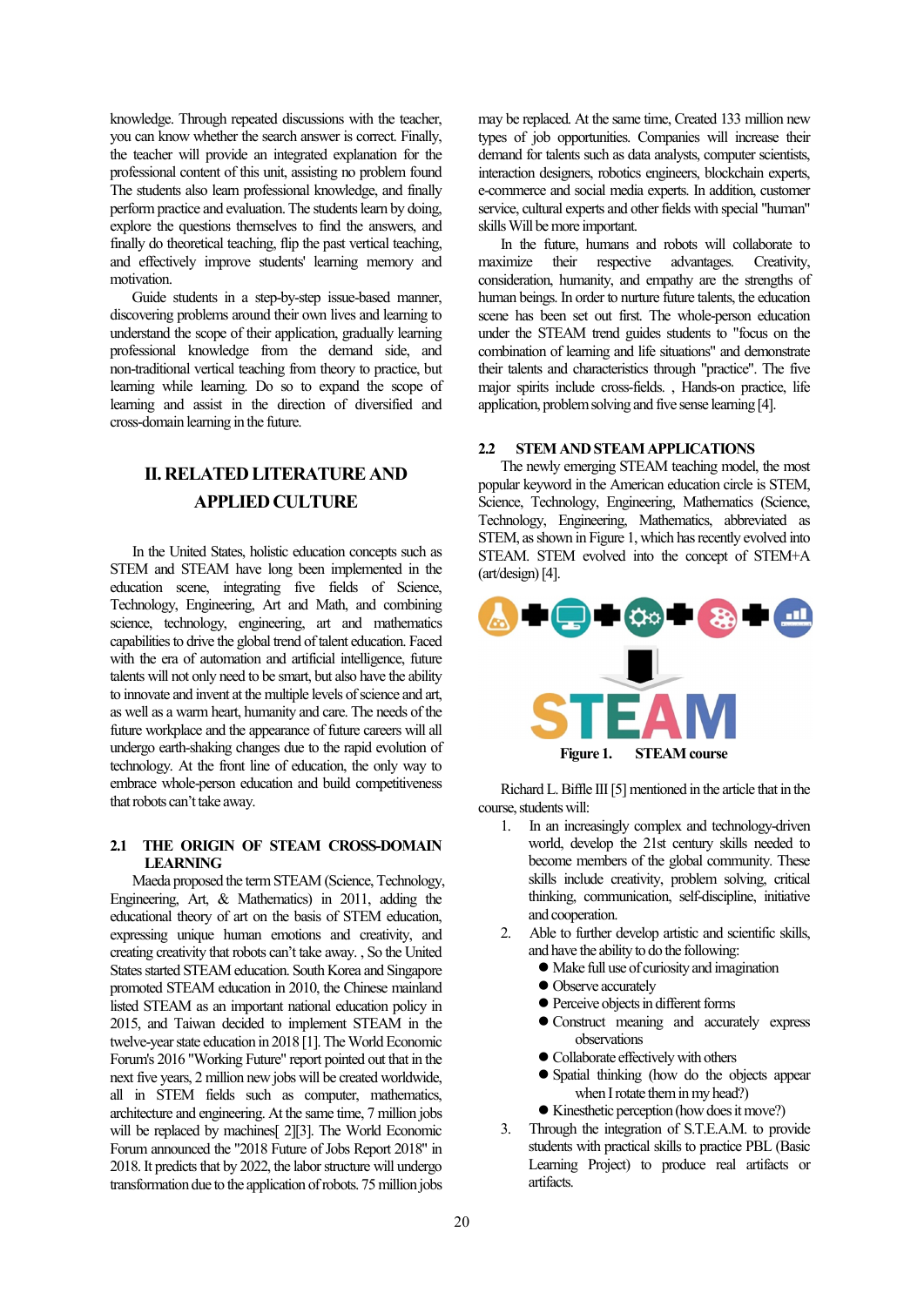knowledge. Through repeated discussions with the teacher, you can know whether the search answer is correct. Finally, the teacher will provide an integrated explanation for the professional content of this unit, assisting no problem found The students also learn professional knowledge, and finally perform practice and evaluation. The students learn by doing, explore the questions themselves to find the answers, and finally do theoretical teaching, flip the past vertical teaching, and effectively improve students' learning memory and motivation.

Guide students in a step-by-step issue-based manner, discovering problems around their own lives and learning to understand the scope of their application, gradually learning professional knowledge from the demand side, and non-traditional vertical teaching from theory to practice, but learning while learning. Do so to expand the scope of learning and assist in the direction of diversified and cross-domain learning in the future.

# II. RELATED LITERATURE AND APPLIED CULTURE

In the United States, holistic education concepts such as STEM and STEAM have long been implemented in the education scene, integrating five fields of Science, Technology, Engineering, Art and Math, and combining science, technology, engineering, art and mathematics capabilities to drive the global trend of talent education. Faced with the era of automation and artificial intelligence, future talents will not only need to be smart, but also have the ability to innovate and invent at the multiple levels of science and art, as well as a warm heart, humanity and care. The needs of the future workplace and the appearance of future careers will all undergo earth-shaking changes due to the rapid evolution of technology. At the front line of education, the only way to embrace whole-person education and build competitiveness that robots can't take away.

## 2.1 THE ORIGIN OF STEAM CROSS-DOMAIN LEARNING

Maeda proposed the term STEAM (Science, Technology, Engineering, Art, & Mathematics) in 2011, adding the educational theory of art on the basis of STEM education, expressing unique human emotions and creativity, and creating creativity that robots can't take away. , So the United States started STEAM education. South Korea and Singapore promoted STEAM education in 2010, the Chinese mainland listed STEAM as an important national education policy in 2015, and Taiwan decided to implement STEAM in the twelve-year state education in 2018 [1]. The World Economic Forum's 2016 "Working Future" report pointed out that in the next five years, 2 million new jobs will be created worldwide, all in STEM fields such as computer, mathematics, architecture and engineering. At the same time, 7 million jobs will be replaced by machines[ 2][3]. The World Economic Forum announced the "2018 Future of Jobs Report 2018" in 2018. It predicts that by 2022, the labor structure will undergo transformation due to the application of robots. 75 million jobs may be replaced. At the same time, Created 133 million new types of job opportunities. Companies will increase their demand for talents such as data analysts, computer scientists, interaction designers, robotics engineers, blockchain experts, e-commerce and social media experts. In addition, customer service, cultural experts and other fields with special "human" skills Will be more important.

In the future, humans and robots will collaborate to maximize their respective advantages. Creativity, consideration, humanity, and empathy are the strengths of human beings. In order to nurture future talents, the education scene has been set out first. The whole-person education under the STEAM trend guides students to "focus on the combination of learning and life situations" and demonstrate their talents and characteristics through "practice". The five major spirits include cross-fields. , Hands-on practice, life application, problem solving and five sense learning [4].

## 2.2 STEM AND STEAM APPLICATIONS

The newly emerging STEAM teaching model, the most popular keyword in the American education circle is STEM, Science, Technology, Engineering, Mathematics (Science, Technology, Engineering, Mathematics, abbreviated as STEM, as shown in Figure 1, which has recently evolved into STEAM. STEM evolved into the concept of STEM+A (art/design) [4].

**Figure 1. STEAM course**

Richard L. Biffle III [5] mentioned in the article that in the course, students will:

1. In an increasingly complex and technology-driven world, develop the 21st century skills needed to become members of the global community. These skills include creativity, problem solving, critical thinking, communication, self-discipline, initiative and cooperation.
2. Able to further develop artistic and scientific skills, and have the ability to do the following:
   - Make full use of curiosity and imagination
   - Observe accurately
   - Perceive objects in different forms
   - Construct meaning and accurately express observations
   - Collaborate effectively with others
   - Spatial thinking (how do the objects appear when I rotate them in my head?)
   - Kinesthetic perception (how does it move?)
3. Through the integration of S.T.E.A.M. to provide students with practical skills to practice PBL (Basic Learning Project) to produce real artifacts or artifacts.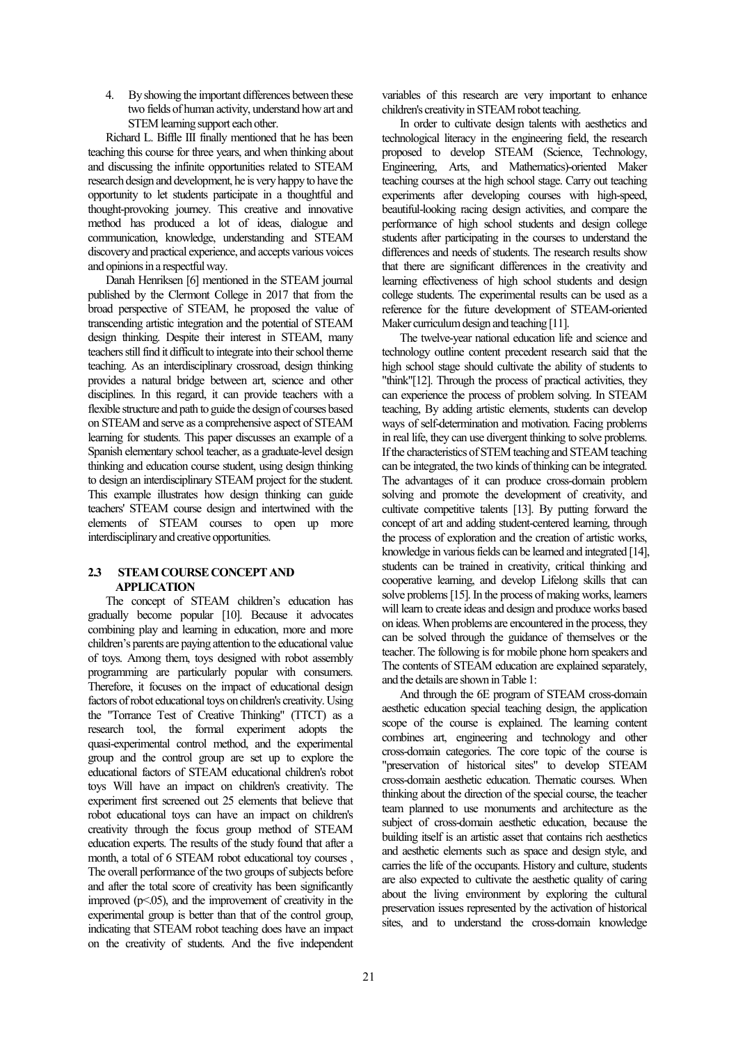4. By showing the important differences between these two fields of human activity, understand how art and STEM learning support each other.

Richard L. Biffle III finally mentioned that he has been teaching this course for three years, and when thinking about and discussing the infinite opportunities related to STEAM research design and development, he is very happy to have the opportunity to let students participate in a thoughtful and thought-provoking journey. This creative and innovative method has produced a lot of ideas, dialogue and communication, knowledge, understanding and STEAM discovery and practical experience, and accepts various voices and opinions in a respectful way.

Danah Henriksen [6] mentioned in the STEAM journal published by the Clermont College in 2017 that from the broad perspective of STEAM, he proposed the value of transcending artistic integration and the potential of STEAM design thinking. Despite their interest in STEAM, many teachers still find it difficult to integrate into their school theme teaching. As an interdisciplinary crossroad, design thinking provides a natural bridge between art, science and other disciplines. In this regard, it can provide teachers with a flexible structure and path to guide the design of courses based on STEAM and serve as a comprehensive aspect of STEAM learning for students. This paper discusses an example of a Spanish elementary school teacher, as a graduate-level design thinking and education course student, using design thinking to design an interdisciplinary STEAM project for the student. This example illustrates how design thinking can guide teachers' STEAM course design and intertwined with the elements of STEAM courses to open up more interdisciplinary and creative opportunities.

### 2.3 STEAM COURSE CONCEPT AND APPLICATION

The concept of STEAM children's education has gradually become popular [10]. Because it advocates combining play and learning in education, more and more children's parents are paying attention to the educational value of toys. Among them, toys designed with robot assembly programming are particularly popular with consumers. Therefore, it focuses on the impact of educational design factors of robot educational toys on children's creativity. Using the "Torrance Test of Creative Thinking" (TTCT) as a research tool, the formal experiment adopts the quasi-experimental control method, and the experimental group and the control group are set up to explore the educational factors of STEAM educational children's robot toys Will have an impact on children's creativity. The experiment first screened out 25 elements that believe that robot educational toys can have an impact on children's creativity through the focus group method of STEAM education experts. The results of the study found that after a month, a total of 6 STEAM robot educational toy courses , The overall performance of the two groups of subjects before and after the total score of creativity has been significantly improved ($p<.05$), and the improvement of creativity in the experimental group is better than that of the control group, indicating that STEAM robot teaching does have an impact on the creativity of students. And the five independent variables of this research are very important to enhance children's creativity in STEAM robot teaching.

In order to cultivate design talents with aesthetics and technological literacy in the engineering field, the research proposed to develop STEAM (Science, Technology, Engineering, Arts, and Mathematics)-oriented Maker teaching courses at the high school stage. Carry out teaching experiments after developing courses with high-speed, beautiful-looking racing design activities, and compare the performance of high school students and design college students after participating in the courses to understand the differences and needs of students. The research results show that there are significant differences in the creativity and learning effectiveness of high school students and design college students. The experimental results can be used as a reference for the future development of STEAM-oriented Maker curriculum design and teaching [11].

The twelve-year national education life and science and technology outline content precedent research said that the high school stage should cultivate the ability of students to "think"[12]. Through the process of practical activities, they can experience the process of problem solving. In STEAM teaching, By adding artistic elements, students can develop ways of self-determination and motivation. Facing problems in real life, they can use divergent thinking to solve problems. If the characteristics of STEM teaching and STEAM teaching can be integrated, the two kinds of thinking can be integrated. The advantages of it can produce cross-domain problem solving and promote the development of creativity, and cultivate competitive talents [13]. By putting forward the concept of art and adding student-centered learning, through the process of exploration and the creation of artistic works, knowledge in various fields can be learned and integrated [14], students can be trained in creativity, critical thinking and cooperative learning, and develop Lifelong skills that can solve problems [15]. In the process of making works, learners will learn to create ideas and design and produce works based on ideas. When problems are encountered in the process, they can be solved through the guidance of themselves or the teacher. The following is for mobile phone horn speakers and The contents of STEAM education are explained separately, and the details are shown in Table 1:

And through the 6E program of STEAM cross-domain aesthetic education special teaching design, the application scope of the course is explained. The learning content combines art, engineering and technology and other cross-domain categories. The core topic of the course is "preservation of historical sites" to develop STEAM cross-domain aesthetic education. Thematic courses. When thinking about the direction of the special course, the teacher team planned to use monuments and architecture as the subject of cross-domain aesthetic education, because the building itself is an artistic asset that contains rich aesthetics and aesthetic elements such as space and design style, and carries the life of the occupants. History and culture, students are also expected to cultivate the aesthetic quality of caring about the living environment by exploring the cultural preservation issues represented by the activation of historical sites, and to understand the cross-domain knowledge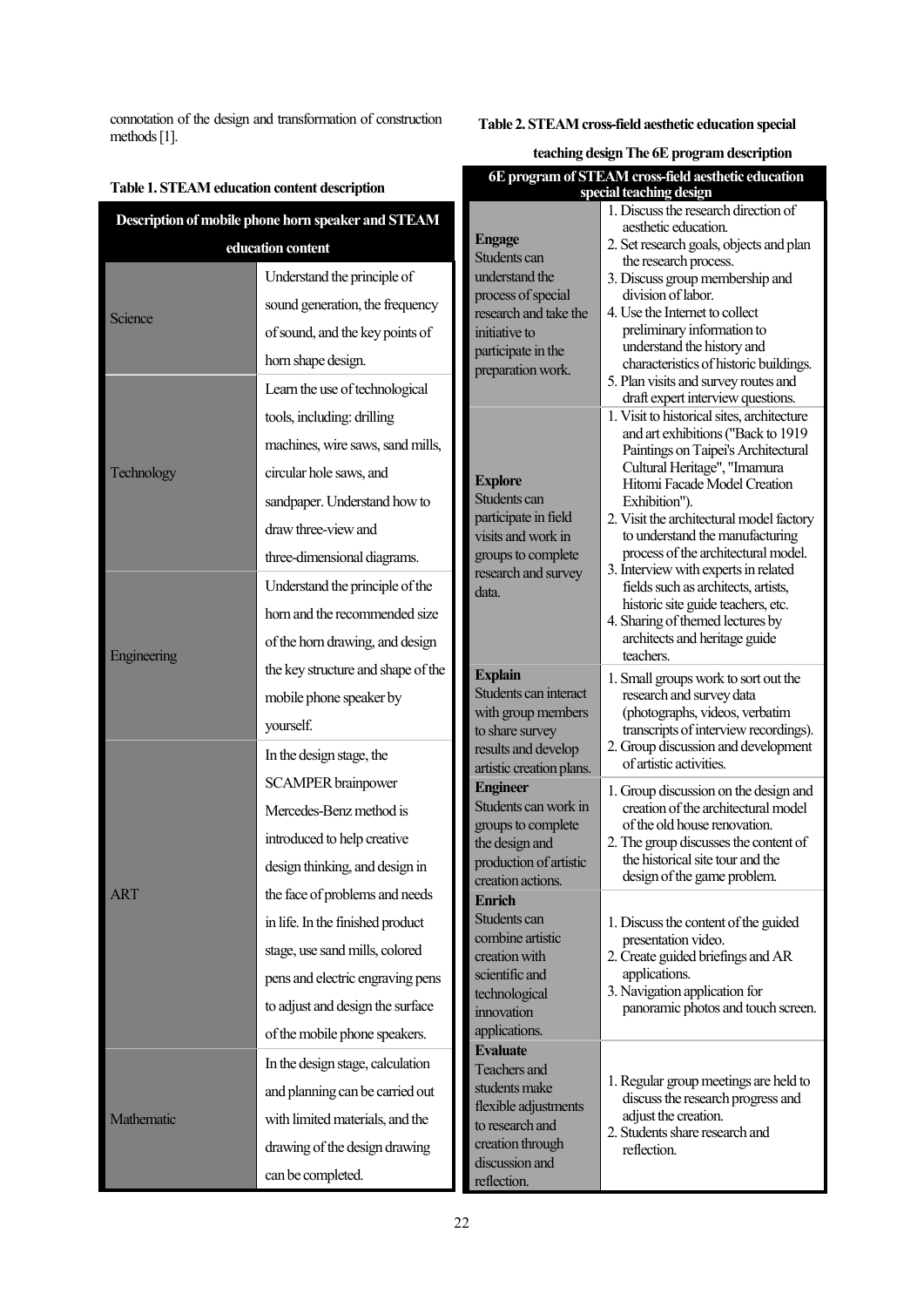connotation of the design and transformation of construction methods [1].

**Table 1. STEAM education content description**

| Description of mobile phone horn speaker and STEAM education content | |
|---|---|
| Science | Understand the principle of sound generation, the frequency of sound, and the key points of horn shape design. |
| Technology | Learn the use of technological tools, including: drilling machines, wire saws, sand mills, circular hole saws, and sandpaper. Understand how to draw three-view and three-dimensional diagrams. |
| Engineering | Understand the principle of the horn and the recommended size of the horn drawing, and design the key structure and shape of the mobile phone speaker by yourself. |
| ART | In the design stage, the SCAMPER brainpower Mercedes-Benz method is introduced to help creative design thinking, and design in the face of problems and needs in life. In the finished product stage, use sand mills, colored pens and electric engraving pens to adjust and design the surface of the mobile phone speakers. |
| Mathematic | In the design stage, calculation and planning can be carried out with limited materials, and the drawing of the design drawing can be completed. |

**Table 2. STEAM cross-field aesthetic education special teaching design The 6E program description**

| 6E program of STEAM cross-field aesthetic education special teaching design | |
|---|---|
| **Engage** Students can understand the process of special research and take the initiative to participate in the preparation work. | 1. Discuss the research direction of aesthetic education.<br>2. Set research goals, objects and plan the research process.<br>3. Discuss group membership and division of labor.<br>4. Use the Internet to collect preliminary information to understand the history and characteristics of historic buildings.<br>5. Plan visits and survey routes and draft expert interview questions. |
| **Explore** Students can participate in field visits and work in groups to complete research and survey data. | 1. Visit to historical sites, architecture and art exhibitions ("Back to 1919 Paintings on Taipei's Architectural Cultural Heritage", "Imamura Hitomi Facade Model Creation Exhibition").<br>2. Visit the architectural model factory to understand the manufacturing process of the architectural model.<br>3. Interview with experts in related fields such as architects, artists, historic site guide teachers, etc.<br>4. Sharing of themed lectures by architects and heritage guide teachers. |
| **Explain** Students can interact with group members to share survey results and develop artistic creation plans. | 1. Small groups work to sort out the research and survey data (photographs, videos, verbatim transcripts of interview recordings).<br>2. Group discussion and development of artistic activities. |
| **Engineer** Students can work in groups to complete the design and production of artistic creation actions. | 1. Group discussion on the design and creation of the architectural model of the old house renovation.<br>2. The group discusses the content of the historical site tour and the design of the game problem. |
| **Enrich** Students can combine artistic creation with scientific and technological innovation applications. | 1. Discuss the content of the guided presentation video.<br>2. Create guided briefings and AR applications.<br>3. Navigation application for panoramic photos and touch screen. |
| **Evaluate** Teachers and students make flexible adjustments to research and creation through discussion and reflection. | 1. Regular group meetings are held to discuss the research progress and adjust the creation.<br>2. Students share research and reflection. |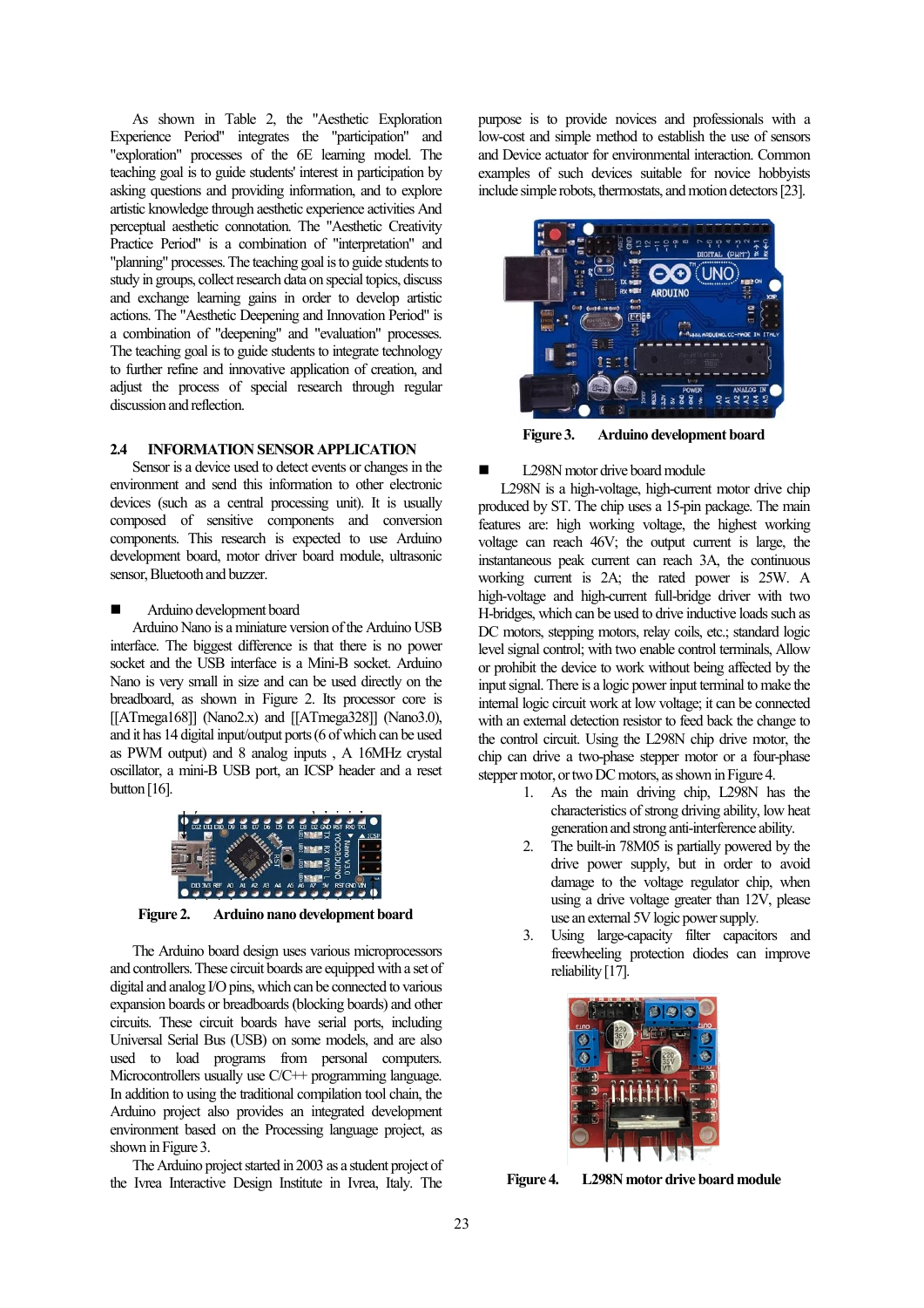As shown in Table 2, the "Aesthetic Exploration Experience Period" integrates the "participation" and "exploration" processes of the 6E learning model. The teaching goal is to guide students' interest in participation by asking questions and providing information, and to explore artistic knowledge through aesthetic experience activities And perceptual aesthetic connotation. The "Aesthetic Creativity Practice Period" is a combination of "interpretation" and "planning" processes. The teaching goal is to guide students to study in groups, collect research data on special topics, discuss and exchange learning gains in order to develop artistic actions. The "Aesthetic Deepening and Innovation Period" is a combination of "deepening" and "evaluation" processes. The teaching goal is to guide students to integrate technology to further refine and innovative application of creation, and adjust the process of special research through regular discussion and reflection.

## 2.4 INFORMATION SENSOR APPLICATION

Sensor is a device used to detect events or changes in the environment and send this information to other electronic devices (such as a central processing unit). It is usually composed of sensitive components and conversion components. This research is expected to use Arduino development board, motor driver board module, ultrasonic sensor, Bluetooth and buzzer.

■ Arduino development board

Arduino Nano is a miniature version of the Arduino USB interface. The biggest difference is that there is no power socket and the USB interface is a Mini-B socket. Arduino Nano is very small in size and can be used directly on the breadboard, as shown in Figure 2. Its processor core is [[ATmega168]] (Nano2.x) and [[ATmega328]] (Nano3.0), and it has 14 digital input/output ports (6 of which can be used as PWM output) and 8 analog inputs , A 16MHz crystal oscillator, a mini-B USB port, an ICSP header and a reset button [16].

**Figure 2. Arduino nano development board**

The Arduino board design uses various microprocessors and controllers. These circuit boards are equipped with a set of digital and analog I/O pins, which can be connected to various expansion boards or breadboards (blocking boards) and other circuits. These circuit boards have serial ports, including Universal Serial Bus (USB) on some models, and are also used to load programs from personal computers. Microcontrollers usually use C/C++ programming language. In addition to using the traditional compilation tool chain, the Arduino project also provides an integrated development environment based on the Processing language project, as shown in Figure 3.

The Arduino project started in 2003 as a student project of the Ivrea Interactive Design Institute in Ivrea, Italy. The purpose is to provide novices and professionals with a low-cost and simple method to establish the use of sensors and Device actuator for environmental interaction. Common examples of such devices suitable for novice hobbyists include simple robots, thermostats, and motion detectors [23].

**Figure 3. Arduino development board**

■ L298N motor drive board module

L298N is a high-voltage, high-current motor drive chip produced by ST. The chip uses a 15-pin package. The main features are: high working voltage, the highest working voltage can reach 46V; the output current is large, the instantaneous peak current can reach 3A, the continuous working current is 2A; the rated power is 25W. A high-voltage and high-current full-bridge driver with two H-bridges, which can be used to drive inductive loads such as DC motors, stepping motors, relay coils, etc.; standard logic level signal control; with two enable control terminals, Allow or prohibit the device to work without being affected by the input signal. There is a logic power input terminal to make the internal logic circuit work at low voltage; it can be connected with an external detection resistor to feed back the change to the control circuit. Using the L298N chip drive motor, the chip can drive a two-phase stepper motor or a four-phase stepper motor, or two DC motors, as shown in Figure 4.

1. As the main driving chip, L298N has the characteristics of strong driving ability, low heat generation and strong anti-interference ability.
2. The built-in 78M05 is partially powered by the drive power supply, but in order to avoid damage to the voltage regulator chip, when using a drive voltage greater than 12V, please use an external 5V logic power supply.
3. Using large-capacity filter capacitors and freewheeling protection diodes can improve reliability [17].

**Figure 4. L298N motor drive board module**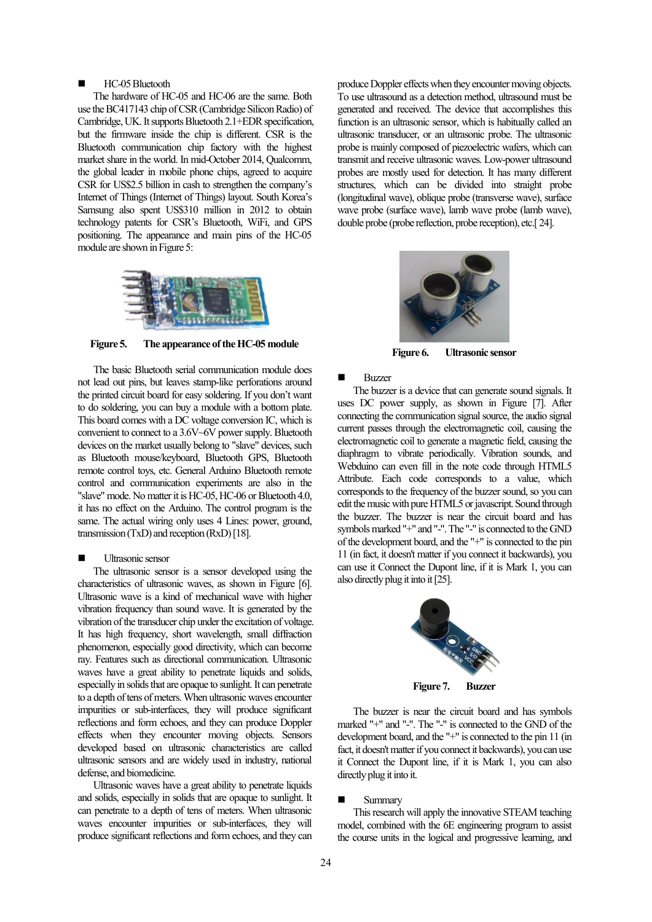- HC-05 Bluetooth

The hardware of HC-05 and HC-06 are the same. Both use the BC417143 chip of CSR (Cambridge Silicon Radio) of Cambridge, UK. It supports Bluetooth 2.1+EDR specification, but the firmware inside the chip is different. CSR is the Bluetooth communication chip factory with the highest market share in the world. In mid-October 2014, Qualcomm, the global leader in mobile phone chips, agreed to acquire CSR for US$2.5 billion in cash to strengthen the company's Internet of Things (Internet of Things) layout. South Korea's Samsung also spent US$310 million in 2012 to obtain technology patents for CSR's Bluetooth, WiFi, and GPS positioning. The appearance and main pins of the HC-05 module are shown in Figure 5:

**Figure 5. The appearance of the HC-05 module**

The basic Bluetooth serial communication module does not lead out pins, but leaves stamp-like perforations around the printed circuit board for easy soldering. If you don't want to do soldering, you can buy a module with a bottom plate. This board comes with a DC voltage conversion IC, which is convenient to connect to a 3.6V~6V power supply. Bluetooth devices on the market usually belong to "slave" devices, such as Bluetooth mouse/keyboard, Bluetooth GPS, Bluetooth remote control toys, etc. General Arduino Bluetooth remote control and communication experiments are also in the "slave" mode. No matter it is HC-05, HC-06 or Bluetooth 4.0, it has no effect on the Arduino. The control program is the same. The actual wiring only uses 4 Lines: power, ground, transmission (TxD) and reception (RxD) [18].

- Ultrasonic sensor

The ultrasonic sensor is a sensor developed using the characteristics of ultrasonic waves, as shown in Figure [6]. Ultrasonic wave is a kind of mechanical wave with higher vibration frequency than sound wave. It is generated by the vibration of the transducer chip under the excitation of voltage. It has high frequency, short wavelength, small diffraction phenomenon, especially good directivity, which can become ray. Features such as directional communication. Ultrasonic waves have a great ability to penetrate liquids and solids, especially in solids that are opaque to sunlight. It can penetrate to a depth of tens of meters. When ultrasonic waves encounter impurities or sub-interfaces, they will produce significant reflections and form echoes, and they can produce Doppler effects when they encounter moving objects. Sensors developed based on ultrasonic characteristics are called ultrasonic sensors and are widely used in industry, national defense, and biomedicine.

Ultrasonic waves have a great ability to penetrate liquids and solids, especially in solids that are opaque to sunlight. It can penetrate to a depth of tens of meters. When ultrasonic waves encounter impurities or sub-interfaces, they will produce significant reflections and form echoes, and they can produce Doppler effects when they encounter moving objects. To use ultrasound as a detection method, ultrasound must be generated and received. The device that accomplishes this function is an ultrasonic sensor, which is habitually called an ultrasonic transducer, or an ultrasonic probe. The ultrasonic probe is mainly composed of piezoelectric wafers, which can transmit and receive ultrasonic waves. Low-power ultrasound probes are mostly used for detection. It has many different structures, which can be divided into straight probe (longitudinal wave), oblique probe (transverse wave), surface wave probe (surface wave), lamb wave probe (lamb wave), double probe (probe reflection, probe reception), etc.[ 24].

**Figure 6. Ultrasonic sensor**

- Buzzer

The buzzer is a device that can generate sound signals. It uses DC power supply, as shown in Figure [7]. After connecting the communication signal source, the audio signal current passes through the electromagnetic coil, causing the electromagnetic coil to generate a magnetic field, causing the diaphragm to vibrate periodically. Vibration sounds, and Webduino can even fill in the note code through HTML5 Attribute. Each code corresponds to a value, which corresponds to the frequency of the buzzer sound, so you can edit the music with pure HTML5 or javascript. Sound through the buzzer. The buzzer is near the circuit board and has symbols marked "+" and "-". The "-" is connected to the GND of the development board, and the "+" is connected to the pin 11 (in fact, it doesn't matter if you connect it backwards), you can use it Connect the Dupont line, if it is Mark 1, you can also directly plug it into it [25].

**Figure 7. Buzzer**

The buzzer is near the circuit board and has symbols marked "+" and "-". The "-" is connected to the GND of the development board, and the "+" is connected to the pin 11 (in fact, it doesn't matter if you connect it backwards), you can use it Connect the Dupont line, if it is Mark 1, you can also directly plug it into it.

- Summary

This research will apply the innovative STEAM teaching model, combined with the 6E engineering program to assist the course units in the logical and progressive learning, and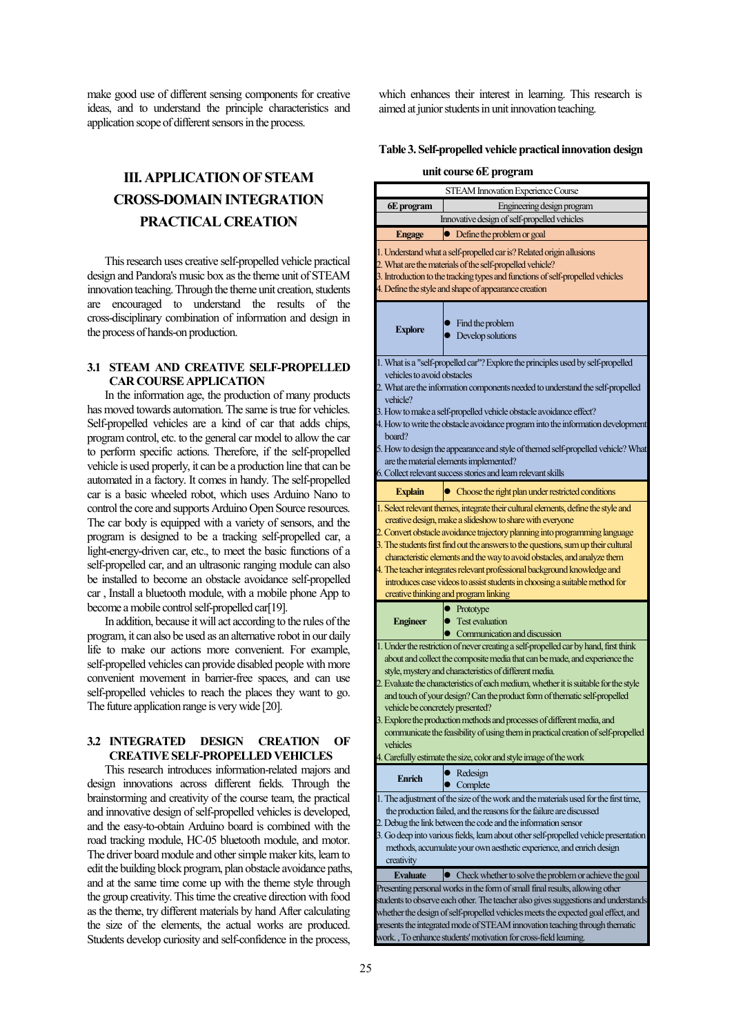make good use of different sensing components for creative ideas, and to understand the principle characteristics and application scope of different sensors in the process.

# III. APPLICATION OF STEAM CROSS-DOMAIN INTEGRATION PRACTICAL CREATION

This research uses creative self-propelled vehicle practical design and Pandora's music box as the theme unit of STEAM innovation teaching. Through the theme unit creation, students are encouraged to understand the results of the cross-disciplinary combination of information and design in the process of hands-on production.

## 3.1 STEAM AND CREATIVE SELF-PROPELLED CAR COURSE APPLICATION

In the information age, the production of many products has moved towards automation. The same is true for vehicles. Self-propelled vehicles are a kind of car that adds chips, program control, etc. to the general car model to allow the car to perform specific actions. Therefore, if the self-propelled vehicle is used properly, it can be a production line that can be automated in a factory. It comes in handy. The self-propelled car is a basic wheeled robot, which uses Arduino Nano to control the core and supports Arduino Open Source resources. The car body is equipped with a variety of sensors, and the program is designed to be a tracking self-propelled car, a light-energy-driven car, etc., to meet the basic functions of a self-propelled car, and an ultrasonic ranging module can also be installed to become an obstacle avoidance self-propelled car , Install a bluetooth module, with a mobile phone App to become a mobile control self-propelled car[19].

In addition, because it will act according to the rules of the program, it can also be used as an alternative robot in our daily life to make our actions more convenient. For example, self-propelled vehicles can provide disabled people with more convenient movement in barrier-free spaces, and can use self-propelled vehicles to reach the places they want to go. The future application range is very wide [20].

## 3.2 INTEGRATED DESIGN CREATION OF CREATIVE SELF-PROPELLED VEHICLES

This research introduces information-related majors and design innovations across different fields. Through the brainstorming and creativity of the course team, the practical and innovative design of self-propelled vehicles is developed, and the easy-to-obtain Arduino board is combined with the road tracking module, HC-05 bluetooth module, and motor. The driver board module and other simple maker kits, learn to edit the building block program, plan obstacle avoidance paths, and at the same time come up with the theme style through the group creativity. This time the creative direction with food as the theme, try different materials by hand After calculating the size of the elements, the actual works are produced. Students develop curiosity and self-confidence in the process, which enhances their interest in learning. This research is aimed at junior students in unit innovation teaching.

**Table 3. Self-propelled vehicle practical innovation design unit course 6E program**

| STEAM Innovation Experience Course | |
|---|---|
| **6E program** | Engineering design program |
| Innovative design of self-propelled vehicles | |
| **Engage** | ● Define the problem or goal |
| 1. Understand what a self-propelled car is? Related origin allusions<br>2. What are the materials of the self-propelled vehicle?<br>3. Introduction to the tracking types and functions of self-propelled vehicles<br>4. Define the style and shape of appearance creation | |
| **Explore** | ● Find the problem<br>● Develop solutions |
| 1. What is a "self-propelled car"? Explore the principles used by self-propelled vehicles to avoid obstacles<br>2. What are the information components needed to understand the self-propelled vehicle?<br>3. How to make a self-propelled vehicle obstacle avoidance effect?<br>4. How to write the obstacle avoidance program into the information development board?<br>5. How to design the appearance and style of themed self-propelled vehicle? What are the material elements implemented?<br>6. Collect relevant success stories and learn relevant skills | |
| **Explain** | ● Choose the right plan under restricted conditions |
| 1. Select relevant themes, integrate their cultural elements, define the style and creative design, make a slideshow to share with everyone<br>2. Convert obstacle avoidance trajectory planning into programming language<br>3. The students first find out the answers to the questions, sum up their cultural characteristic elements and the way to avoid obstacles, and analyze them<br>4. The teacher integrates relevant professional background knowledge and introduces case videos to assist students in choosing a suitable method for creative thinking and program linking | |
| **Engineer** | ● Prototype<br>● Test evaluation<br>● Communication and discussion |
| 1. Under the restriction of never creating a self-propelled car by hand, first think about and collect the composite media that can be made, and experience the style, mystery and characteristics of different media.<br>2. Evaluate the characteristics of each medium, whether it is suitable for the style and touch of your design? Can the product form of thematic self-propelled vehicle be concretely presented?<br>3. Explore the production methods and processes of different media, and communicate the feasibility of using them in practical creation of self-propelled vehicles<br>4. Carefully estimate the size, color and style image of the work | |
| **Enrich** | ● Redesign<br>● Complete |
| 1. The adjustment of the size of the work and the materials used for the first time, the production failed, and the reasons for the failure are discussed<br>2. Debug the link between the code and the information sensor<br>3. Go deep into various fields, learn about other self-propelled vehicle presentation methods, accumulate your own aesthetic experience, and enrich design creativity | |
| **Evaluate** | ● Check whether to solve the problem or achieve the goal |
| Presenting personal works in the form of small final results, allowing other students to observe each other. The teacher also gives suggestions and understands whether the design of self-propelled vehicles meets the expected goal effect, and presents the integrated mode of STEAM innovation teaching through thematic work. , To enhance students' motivation for cross-field learning. | |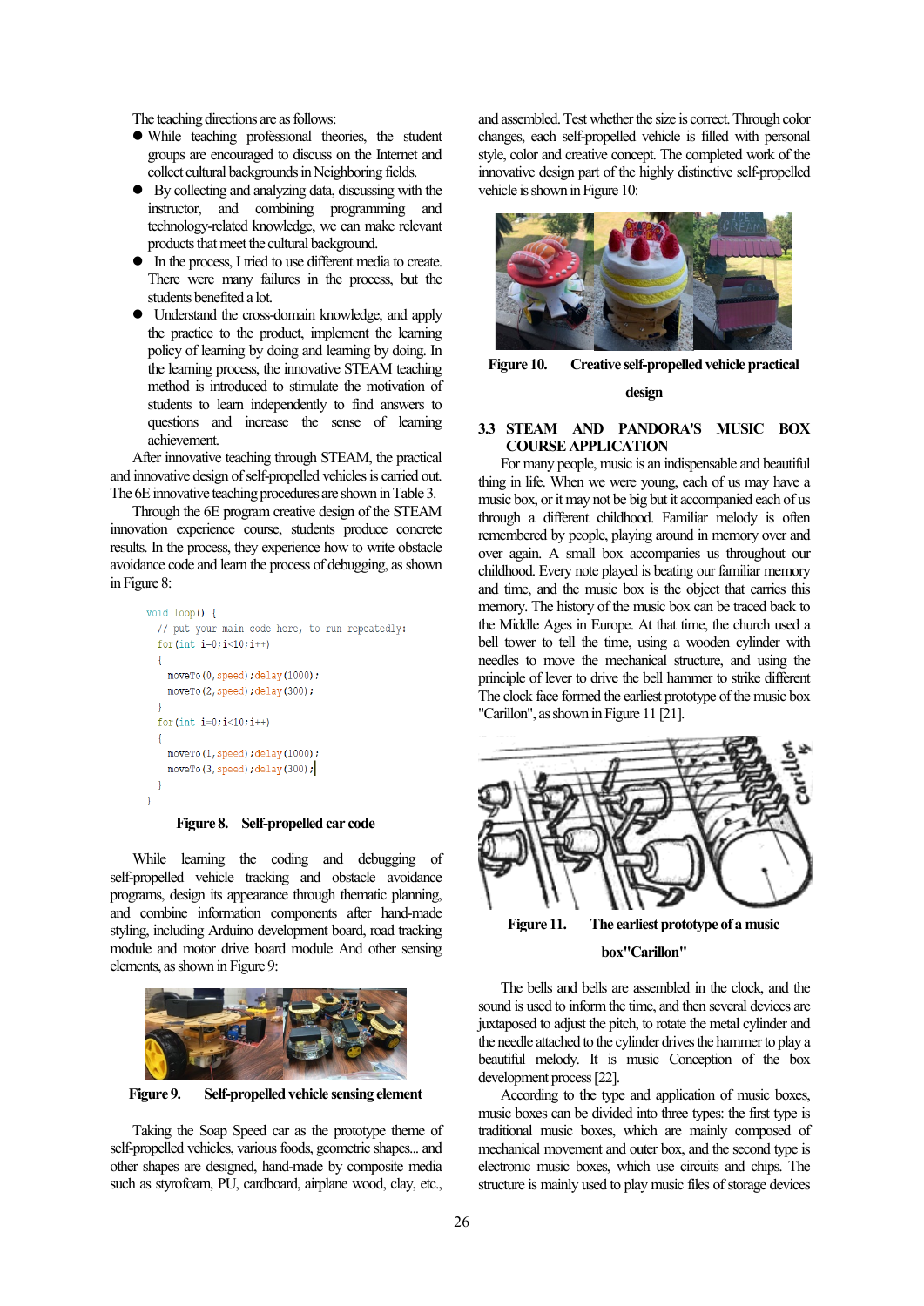The teaching directions are as follows:

- While teaching professional theories, the student groups are encouraged to discuss on the Internet and collect cultural backgrounds in Neighboring fields.
- By collecting and analyzing data, discussing with the instructor, and combining programming and technology-related knowledge, we can make relevant products that meet the cultural background.
- In the process, I tried to use different media to create. There were many failures in the process, but the students benefited a lot.
- Understand the cross-domain knowledge, and apply the practice to the product, implement the learning policy of learning by doing and learning by doing. In the learning process, the innovative STEAM teaching method is introduced to stimulate the motivation of students to learn independently to find answers to questions and increase the sense of learning achievement.

After innovative teaching through STEAM, the practical and innovative design of self-propelled vehicles is carried out. The 6E innovative teaching procedures are shown in Table 3.

Through the 6E program creative design of the STEAM innovation experience course, students produce concrete results. In the process, they experience how to write obstacle avoidance code and learn the process of debugging, as shown in Figure 8:

```
void loop() {
  // put your main code here, to run repeatedly:
  for(int i=0;i<10;i++)
  {
    moveTo(0,speed);delay(1000);
    moveTo(2,speed);delay(300);
  }
  for(int i=0;i<10;i++)
  {
    moveTo(1,speed);delay(1000);
    moveTo(3,speed);delay(300);
  }
}
```

**Figure 8. Self-propelled car code**

While learning the coding and debugging of self-propelled vehicle tracking and obstacle avoidance programs, design its appearance through thematic planning, and combine information components after hand-made styling, including Arduino development board, road tracking module and motor drive board module And other sensing elements, as shown in Figure 9:

**Figure 9. Self-propelled vehicle sensing element**

Taking the Soap Speed car as the prototype theme of self-propelled vehicles, various foods, geometric shapes... and other shapes are designed, hand-made by composite media such as styrofoam, PU, cardboard, airplane wood, clay, etc., and assembled. Test whether the size is correct. Through color changes, each self-propelled vehicle is filled with personal style, color and creative concept. The completed work of the innovative design part of the highly distinctive self-propelled vehicle is shown in Figure 10:

**Figure 10. Creative self-propelled vehicle practical design**

### 3.3 STEAM AND PANDORA'S MUSIC BOX COURSE APPLICATION

For many people, music is an indispensable and beautiful thing in life. When we were young, each of us may have a music box, or it may not be big but it accompanied each of us through a different childhood. Familiar melody is often remembered by people, playing around in memory over and over again. A small box accompanies us throughout our childhood. Every note played is beating our familiar memory and time, and the music box is the object that carries this memory. The history of the music box can be traced back to the Middle Ages in Europe. At that time, the church used a bell tower to tell the time, using a wooden cylinder with needles to move the mechanical structure, and using the principle of lever to drive the bell hammer to strike different The clock face formed the earliest prototype of the music box "Carillon", as shown in Figure 11 [21].

**Figure 11. The earliest prototype of a music box"Carillon"**

The bells and bells are assembled in the clock, and the sound is used to inform the time, and then several devices are juxtaposed to adjust the pitch, to rotate the metal cylinder and the needle attached to the cylinder drives the hammer to play a beautiful melody. It is music Conception of the box development process [22].

According to the type and application of music boxes, music boxes can be divided into three types: the first type is traditional music boxes, which are mainly composed of mechanical movement and outer box, and the second type is electronic music boxes, which use circuits and chips. The structure is mainly used to play music files of storage devices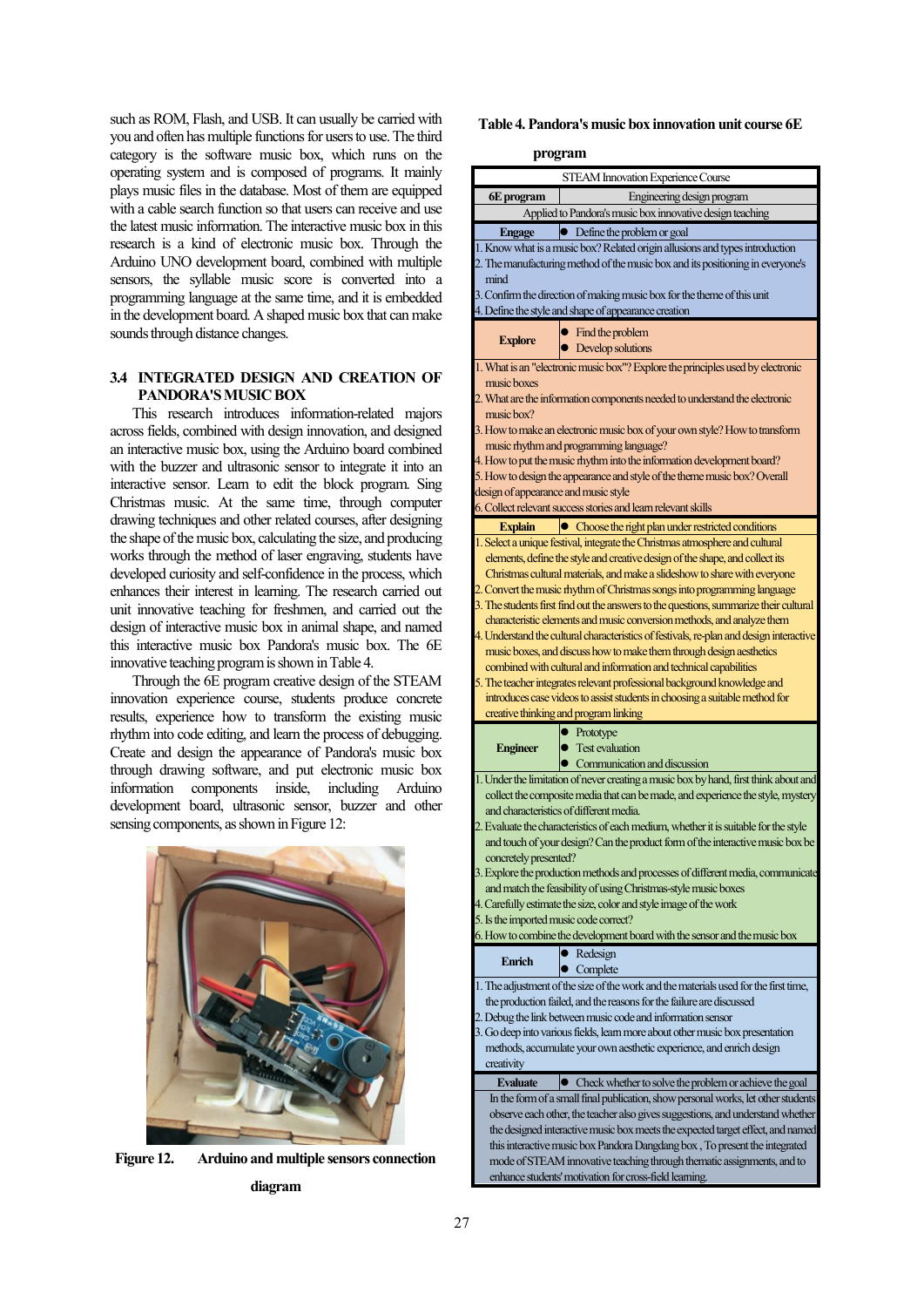such as ROM, Flash, and USB. It can usually be carried with you and often has multiple functions for users to use. The third category is the software music box, which runs on the operating system and is composed of programs. It mainly plays music files in the database. Most of them are equipped with a cable search function so that users can receive and use the latest music information. The interactive music box in this research is a kind of electronic music box. Through the Arduino UNO development board, combined with multiple sensors, the syllable music score is converted into a programming language at the same time, and it is embedded in the development board. A shaped music box that can make sounds through distance changes.

### 3.4 INTEGRATED DESIGN AND CREATION OF PANDORA'S MUSIC BOX

This research introduces information-related majors across fields, combined with design innovation, and designed an interactive music box, using the Arduino board combined with the buzzer and ultrasonic sensor to integrate it into an interactive sensor. Learn to edit the block program. Sing Christmas music. At the same time, through computer drawing techniques and other related courses, after designing the shape of the music box, calculating the size, and producing works through the method of laser engraving, students have developed curiosity and self-confidence in the process, which enhances their interest in learning. The research carried out unit innovative teaching for freshmen, and carried out the design of interactive music box in animal shape, and named this interactive music box Pandora's music box. The 6E innovative teaching program is shown in Table 4.

Through the 6E program creative design of the STEAM innovation experience course, students produce concrete results, experience how to transform the existing music rhythm into code editing, and learn the process of debugging. Create and design the appearance of Pandora's music box through drawing software, and put electronic music box information components inside, including Arduino development board, ultrasonic sensor, buzzer and other sensing components, as shown in Figure 12:

**Figure 12. Arduino and multiple sensors connection diagram**

**Table 4. Pandora's music box innovation unit course 6E program**

| STEAM Innovation Experience Course | |
|---|---|
| **6E program** | Engineering design program |
| Applied to Pandora's music box innovative design teaching | |
| **Engage** | ● Define the problem or goal |
| 1. Know what is a music box? Related origin allusions and types introduction<br>2. The manufacturing method of the music box and its positioning in everyone's mind<br>3. Confirm the direction of making music box for the theme of this unit<br>4. Define the style and shape of appearance creation | |
| **Explore** | ● Find the problem<br>● Develop solutions |
| 1. What is an "electronic music box"? Explore the principles used by electronic music boxes<br>2. What are the information components needed to understand the electronic music box?<br>3. How to make an electronic music box of your own style? How to transform music rhythm and programming language?<br>4. How to put the music rhythm into the information development board?<br>5. How to design the appearance and style of the theme music box? Overall design of appearance and music style<br>6. Collect relevant success stories and learn relevant skills | |
| **Explain** | ● Choose the right plan under restricted conditions |
| 1. Select a unique festival, integrate the Christmas atmosphere and cultural elements, define the style and creative design of the shape, and collect its Christmas cultural materials, and make a slideshow to share with everyone<br>2. Convert the music rhythm of Christmas songs into programming language<br>3. The students first find out the answers to the questions, summarize their cultural characteristic elements and music conversion methods, and analyze them<br>4. Understand the cultural characteristics of festivals, re-plan and design interactive music boxes, and discuss how to make them through design aesthetics combined with cultural and information and technical capabilities<br>5. The teacher integrates relevant professional background knowledge and introduces case videos to assist students in choosing a suitable method for creative thinking and program linking | |
| **Engineer** | ● Prototype<br>● Test evaluation<br>● Communication and discussion |
| 1. Under the limitation of never creating a music box by hand, first think about and collect the composite media that can be made, and experience the style, mystery and characteristics of different media.<br>2. Evaluate the characteristics of each medium, whether it is suitable for the style and touch of your design? Can the product form of the interactive music box be concretely presented?<br>3. Explore the production methods and processes of different media, communicate and match the feasibility of using Christmas-style music boxes<br>4. Carefully estimate the size, color and style image of the work<br>5. Is the imported music code correct?<br>6. How to combine the development board with the sensor and the music box | |
| **Enrich** | ● Redesign<br>● Complete |
| 1. The adjustment of the size of the work and the materials used for the first time, the production failed, and the reasons for the failure are discussed<br>2. Debug the link between music code and information sensor<br>3. Go deep into various fields, learn more about other music box presentation methods, accumulate your own aesthetic experience, and enrich design creativity | |
| **Evaluate** | ● Check whether to solve the problem or achieve the goal |
| In the form of a small final publication, show personal works, let other students observe each other, the teacher also gives suggestions, and understand whether the designed interactive music box meets the expected target effect, and named this interactive music box Pandora Dangdang box , To present the integrated mode of STEAM innovative teaching through thematic assignments, and to enhance students' motivation for cross-field learning. | |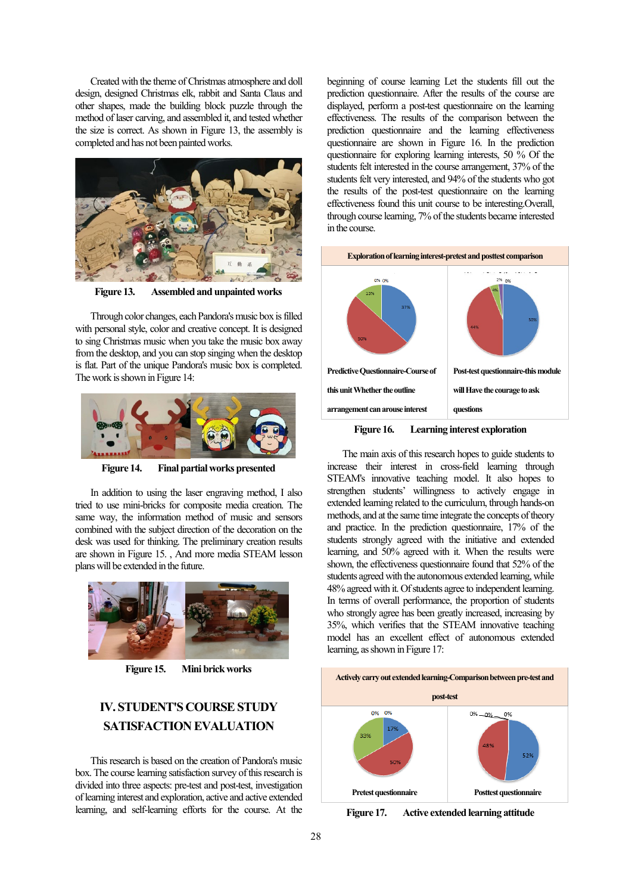Created with the theme of Christmas atmosphere and doll design, designed Christmas elk, rabbit and Santa Claus and other shapes, made the building block puzzle through the method of laser carving, and assembled it, and tested whether the size is correct. As shown in Figure 13, the assembly is completed and has not been painted works.

**Figure 13. Assembled and unpainted works**

Through color changes, each Pandora's music box is filled with personal style, color and creative concept. It is designed to sing Christmas music when you take the music box away from the desktop, and you can stop singing when the desktop is flat. Part of the unique Pandora's music box is completed. The work is shown in Figure 14:

**Figure 14. Final partial works presented**

In addition to using the laser engraving method, I also tried to use mini-bricks for composite media creation. The same way, the information method of music and sensors combined with the subject direction of the decoration on the desk was used for thinking. The preliminary creation results are shown in Figure 15. , And more media STEAM lesson plans will be extended in the future.

**Figure 15. Mini brick works**

## IV. STUDENT'S COURSE STUDY SATISFACTION EVALUATION

This research is based on the creation of Pandora's music box. The course learning satisfaction survey of this research is divided into three aspects: pre-test and post-test, investigation of learning interest and exploration, active and active extended learning, and self-learning efforts for the course. At the beginning of course learning Let the students fill out the prediction questionnaire. After the results of the course are displayed, perform a post-test questionnaire on the learning effectiveness. The results of the comparison between the prediction questionnaire and the learning effectiveness questionnaire are shown in Figure 16. In the prediction questionnaire for exploring learning interests, 50 % Of the students felt interested in the course arrangement, 37% of the students felt very interested, and 94% of the students who got the results of the post-test questionnaire on the learning effectiveness found this unit course to be interesting.Overall, through course learning, 7% of the students became interested in the course.

**Exploration of learning interest-pretest and posttest comparison**

| Predictive Questionnaire-Course of this unit Whether the outline arrangement can arouse interest | Post-test questionnaire-this module will Have the courage to ask questions |
|---|---|
| 0%, 0%, 13%, 37%, 50% | 2%, 0%, 4%, 50%, 44% |

**Figure 16. Learning interest exploration**

The main axis of this research hopes to guide students to increase their interest in cross-field learning through STEAM's innovative teaching model. It also hopes to strengthen students' willingness to actively engage in extended learning related to the curriculum, through hands-on methods, and at the same time integrate the concepts of theory and practice. In the prediction questionnaire, 17% of the students strongly agreed with the initiative and extended learning, and 50% agreed with it. When the results were shown, the effectiveness questionnaire found that 52% of the students agreed with the autonomous extended learning, while 48% agreed with it. Of students agree to independent learning. In terms of overall performance, the proportion of students who strongly agree has been greatly increased, increasing by 35%, which verifies that the STEAM innovative teaching model has an excellent effect of autonomous extended learning, as shown in Figure 17:

**Actively carry out extended learning-Comparison between pre-test and post-test**

| Pretest questionnaire | Posttest questionnaire |
|---|---|
| 0%, 0%, 17%, 50%, 33% | 0%, 0%, 0%, 52%, 48% |

**Figure 17. Active extended learning attitude**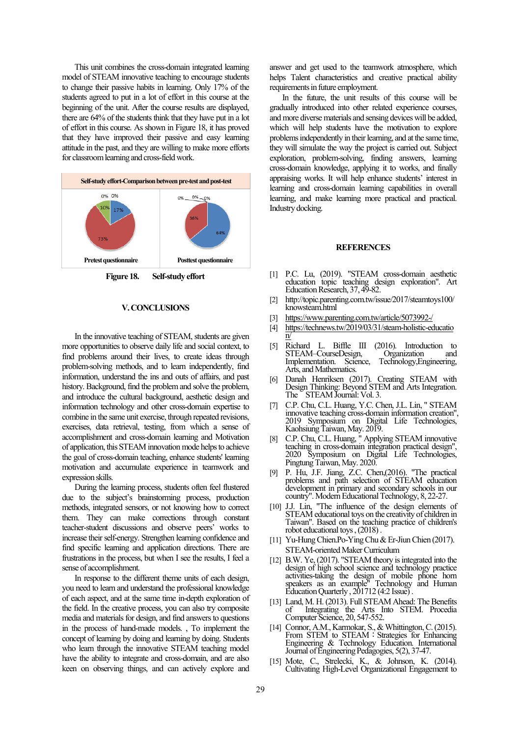This unit combines the cross-domain integrated learning model of STEAM innovative teaching to encourage students to change their passive habits in learning. Only 17% of the students agreed to put in a lot of effort in this course at the beginning of the unit. After the course results are displayed, there are 64% of the students think that they have put in a lot of effort in this course. As shown in Figure 18, it has proved that they have improved their passive and easy learning attitude in the past, and they are willing to make more efforts for classroom learning and cross-field work.

Self-study effort-Comparison between pre-test and post-test

Pretest questionnaire: 0%, 0%, 10%, 17%, 73%

Posttest questionnaire: 0%, 0%, 0%, 36%, 64%

Figure 18. Self-study effort

## V. CONCLUSIONS

In the innovative teaching of STEAM, students are given more opportunities to observe daily life and social context, to find problems around their lives, to create ideas through problem-solving methods, and to learn independently, find information, understand the ins and outs of affairs, and past history. Background, find the problem and solve the problem, and introduce the cultural background, aesthetic design and information technology and other cross-domain expertise to combine in the same unit exercise, through repeated revisions, exercises, data retrieval, testing, from which a sense of accomplishment and cross-domain learning and Motivation of application, this STEAM innovation mode helps to achieve the goal of cross-domain teaching, enhance students' learning motivation and accumulate experience in teamwork and expression skills.

During the learning process, students often feel flustered due to the subject's brainstorming process, production methods, integrated sensors, or not knowing how to correct them. They can make corrections through constant teacher-student discussions and observe peers' works to increase their self-energy. Strengthen learning confidence and find specific learning and application directions. There are frustrations in the process, but when I see the results, I feel a sense of accomplishment.

In response to the different theme units of each design, you need to learn and understand the professional knowledge of each aspect, and at the same time in-depth exploration of the field. In the creative process, you can also try composite media and materials for design, and find answers to questions in the process of hand-made models. , To implement the concept of learning by doing and learning by doing. Students who learn through the innovative STEAM teaching model have the ability to integrate and cross-domain, and are also keen on observing things, and can actively explore and answer and get used to the teamwork atmosphere, which helps Talent characteristics and creative practical ability requirements in future employment.

In the future, the unit results of this course will be gradually introduced into other related experience courses, and more diverse materials and sensing devices will be added, which will help students have the motivation to explore problems independently in their learning, and at the same time, they will simulate the way the project is carried out. Subject exploration, problem-solving, finding answers, learning cross-domain knowledge, applying it to works, and finally appraising works. It will help enhance students' interest in learning and cross-domain learning capabilities in overall learning, and make learning more practical and practical. Industry docking.

## REFERENCES

[1] P.C. Lu, (2019). "STEAM cross-domain aesthetic education topic teaching design exploration". Art Education Research, 37, 49-82.

[2] http://topic.parenting.com.tw/issue/2017/steamtoys100/knowsteam.html

[3] https://www.parenting.com.tw/article/5073992-/

[4] https://technews.tw/2019/03/31/steam-holistic-education/

[5] Richard L. Biffle III (2016). Introduction to STEAM–CourseDesign, Organization and Implementation. Science, Technology,Engineering, Arts, and Mathematics.

[6] Danah Henriksen (2017). Creating STEAM with Design Thinking: Beyond STEM and Arts Integration. The STEAM Journal: Vol. 3.

[7] C.P. Chu, C.L. Huang, Y.C. Chen, J.L. Lin, " STEAM innovative teaching cross-domain information creation", 2019 Symposium on Digital Life Technologies, Kaohsiung Taiwan, May. 2019.

[8] C.P. Chu, C.L. Huang, " Applying STEAM innovative teaching in cross-domain integration practical design", 2020 Symposium on Digital Life Technologies, Pingtung Taiwan, May. 2020.

[9] P. Hu, J.F. Jiang, Z.C. Chen,(2016). "The practical problems and path selection of STEAM education development in primary and secondary schools in our country". Modern Educational Technology, 8, 22-27.

[10] J.J. Lin, "The influence of the design elements of STEAM educational toys on the creativity of children in Taiwan". Based on the teaching practice of children's robot educational toys , (2018) .

[11] Yu-Hung Chien.Po-Ying Chu & Er-Jiun Chien (2017). STEAM-oriented Maker Curriculum

[12] B.W. Ye, (2017). "STEAM theory is integrated into the design of high school science and technology practice activities-taking the design of mobile phone horn speakers as an example" Technology and Human Education Quarterly , 201712 (4:2 Issue) .

[13] Land, M. H. (2013). Full STEAM Ahead: The Benefits of Integrating the Arts Into STEM. Procedia Computer Science, 20, 547-552.

[14] Connor, A.M., Karmokar, S., & Whittington, C. (2015). From STEM to STEAM : Strategies for Enhancing Engineering & Technology Education. International Journal of Engineering Pedagogies, 5(2), 37-47.

[15] Mote, C., Strelecki, K., & Johnson, K. (2014). Cultivating High-Level Organizational Engagement to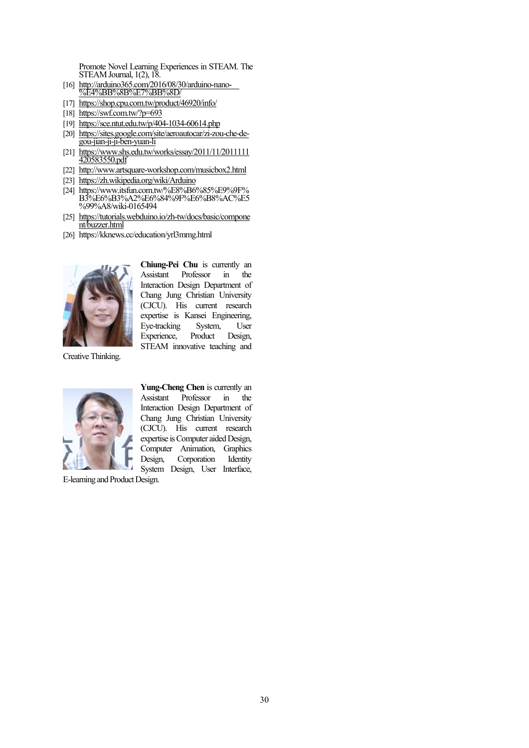Promote Novel Learning Experiences in STEAM. The STEAM Journal, 1(2), 18.

[16] http://arduino365.com/2016/08/30/arduino-nano-%E4%BB%8B%E7%BB%8D/

[17] https://shop.cpu.com.tw/product/46920/info/

[18] https://swf.com.tw/?p=693

[19] https://sce.ntut.edu.tw/p/404-1034-60614.php

[20] https://sites.google.com/site/aeroautocar/zi-zou-che-de-gou-jian-ji-ji-ben-yuan-li

[21] https://www.shs.edu.tw/works/essay/2011/11/2011111420583550.pdf

[22] http://www.artsquare-workshop.com/musicbox2.html

[23] https://zh.wikipedia.org/wiki/Arduino

[24] https://www.itsfun.com.tw/%E8%B6%85%E9%9F%B3%E6%B3%A2%E6%84%9F%E6%B8%AC%E5%99%A8/wiki-0165494

[25] https://tutorials.webduino.io/zh-tw/docs/basic/component/buzzer.html

[26] https://kknews.cc/education/yrl3mmg.html

**Chiung-Pei Chu** is currently an Assistant Professor in the Interaction Design Department of Chang Jung Christian University (CJCU). His current research expertise is Kansei Engineering, Eye-tracking System, User Experience, Product Design, STEAM innovative teaching and Creative Thinking.

**Yung-Cheng Chen** is currently an Assistant Professor in the Interaction Design Department of Chang Jung Christian University (CJCU). His current research expertise is Computer aided Design, Computer Animation, Graphics Design, Corporation Identity System Design, User Interface, E-learning and Product Design.